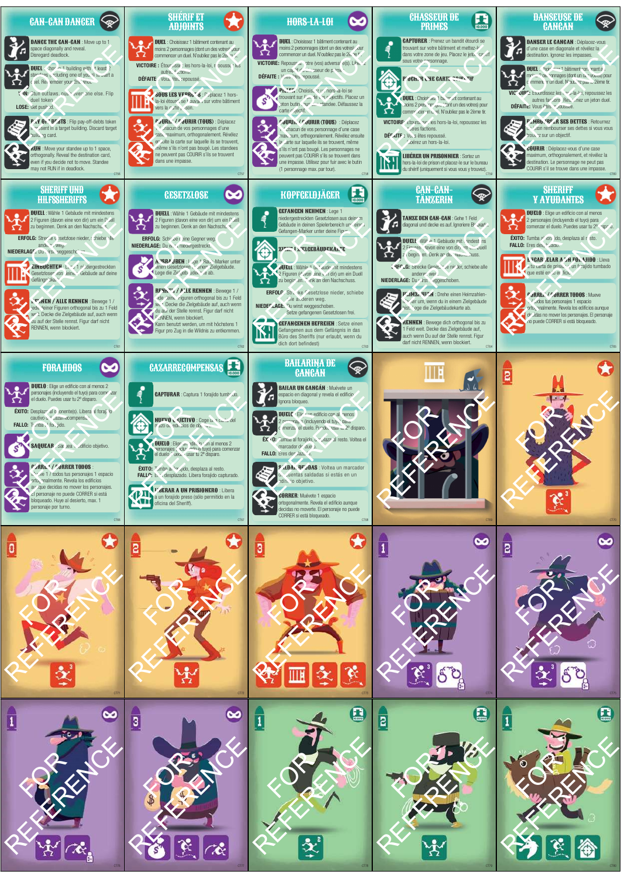## CAN-CAN DANCER

**DANCE THE CAN-CAN**: Move up to 1 space diagonally and reveal. Disregard deadlock.

**DUEL**: Choose 1 building with at least 2 standees (including one of yours) to start a duel. Remember your 2nd shot.

**WIN**: Stun outlaws, push everyone else. Flip duel token.
**LOSE**: Get pushed.

**PAY OFF DEBTS**: Flip pay-off-debts token present in a target building. Discard target building card.

**RUN**: Move your standee up to 1 space, orthogonally. Reveal the destination card, even if you decide not to move. Standee may not RUN if in deadlock.

## SHÉRIF ET ADJOINTS

**DUEL** : Choisissez 1 bâtiment contenant au moins 2 personnages (dont un des vôtres) pour commencer un duel. N'oubliez pas le 2e tir.

**VICTOIRE** : Étourdissez les hors-la-loi, repoussez les autres factions.
**DÉFAITE** : Vous êtes repoussé.

**SOUS LES VERROUS** : Déplacez 1 hors-la-loi étourdi se trouvant sur votre bâtiment vers la carte prison.

**COURIR / COURIR (TOUS)** : Déplacez chacun de vos personnages d'une case maximum, orthogonalement. Révélez ensuite la carte sur laquelle ils se trouvent, même s'ils n'ont pas bougé. Les standees ne peuvent pas COURIR s'ils se trouvent dans une impasse.

## HORS-LA-LOI

**DUEL** : Choisissez 1 bâtiment contenant au moins 2 personnages (dont un des vôtres) pour commencer un duel. N'oubliez pas le 2e tir.

**VICTOIRE** : Repoussez votre (vos) adversaire(s). Lâchez un cash de chasseur de primes.
**DÉFAITE** : Vous êtes repoussé.

**PILLER** : Choisissez un hors-la-loi se trouvant sur l'un de vos objectifs. Placez un jeton butin sur votre standee. Défaussez la carte objectif.

**COURIR / COURIR (TOUS)** : Déplacez chacun de vos personnage d'une case maximum, orthogonalement. Révélez ensuite la carte sur laquelle ils se trouvent, même s'ils n'ont pas bougé. Les personnages ne peuvent pas COURIR s'ils se trouvent dans une impasse. Utilisez pour fuir avec le butin (1 personnage max. par tour).

## CHASSEUR DE PRIMES

**CAPTURER** : Prenez un bandit étourdi se trouvant sur votre bâtiment et mettez-le dans votre zone de jeu. Placez le jeton cash sous votre personnage.

**PIOCHER UNE CARTE OBJECTIF**

**DUEL** : Choisissez 1 bâtiment contenant au moins 2 personnages (dont un des vôtres) pour commencer un duel. N'oubliez pas le 2ème tir.

**VICTOIRE** : Étourdissez les hors-la-loi, repoussez les autres factions.
**DÉFAITE** : Vous êtes repoussé. Étourdissez un hors-la-loi.

**LIBÉRER UN PRISONNIER** : Sortez un hors-la-loi de prison et placez-le sur le bureau du shérif (uniquement si vous vous y trouvez).

## DANSEUSE DE CANCAN

**DANSER LE CANCAN** : Déplacez-vous d'une case en diagonale et révélez la destination. Ignorez les impasses.

**DUEL** : Choisissez 1 bâtiment contenant au moins 2 personnages (dont un des vôtres) pour commencer un duel. N'oubliez pas le 2ème tir.

**VICTOIRE** : Étourdissez les hors-la-loi, repoussez les autres factions. Retournez un jeton duel.
**DÉFAITE** : Vous êtes repoussé.

**REMBOURSER SES DETTES** : Retournez le jeton rembourser ses dettes si vous vous trouvez sur un objectif.

**COURIR** : Déplacez-vous d'une case au maximum, orthogonalement, et révélez la destination. Le personnage ne peut pas COURIR s'il se trouve dans une impasse.

## SHERIFF UND HILFSSHERIFFS

**DUELL** : Wähle 1 Gebäude mit mindestens 2 Figuren (davon eine von dir) um ein Duell zu beginnen. Denk an den Nachschuss.

**ERFOLG**: Strecke Gesetzlose nieder, schiebe alle anderen weg.
**NIEDERLAGE**: Du wirst weggeschoben.

**EINBUCHTEN** : Lege 1 niedergestreckten Gesetzlosen von deinem Gebäude auf deine Gefängniskarte.

**RENNEN / ALLE RENNEN** : Bewege 1 / jede deiner Figuren orthogonal bis zu 1 Feld weit. Decke die Zielgebäude auf, auch wenn du auf der Stelle rennst. Figur darf nicht RENNEN, wenn blockiert.

## GESETZLOSE

**DUELL** : Wähle 1 Gebäude mit mindestens 2 Figuren (davon eine von dir) um ein Duell zu beginnen. Denk an den Nachschuss.

**ERFOLG**: Schiebe deine Gegner weg.
**NIEDERLAGE**: Du wirst niedergestreckt.

**AUSRAUBEN** : Lege 1 Raub-Marker unter einen Gesetzlosen auf einem Zielgebäude. Lege die Zielgebäudekarte ab.

**RENNEN / ALLE RENNEN** : Bewege 1 / jede deiner Figuren orthogonal bis zu 1 Feld weit. Decke die Zielgebäude auf, auch wenn du auf der Stelle rennst. Figur darf nicht RENNEN, wenn blockiert. Kann benutzt werden, um mit höchstens 1 Figur pro Zug in die Wildnis zu entkommen.

## KOPFGELDJÄGER

**GEFANGEN NEHMEN** : Lege 1 niedergestreckten Gesetzlosen aus deinem Gebäude in deinen Spielerbereich um einen Gefangen-Marker unter deine Figur.

**ZIEHE 1 ZIELGEBÄUDEKARTE**

**DUELL** : Wähle 1 Gebäude mit mindestens 2 Figuren (davon eine von dir) um ein Duell zu beginnen. Denk an den Nachschuss.

**ERFOLG**: Strecke Gesetzlose nieder, schiebe alle anderen weg.
**NIEDERLAGE**: Du wirst weggeschoben. Setze gefangenen Gesetzlosen frei.

**GEFANGENEN BEFREIEN** : Setze einen Gefangenen aus dem Gefängnis in das Büro des Sheriffs (nur erlaubt, wenn du dich dort befindest)

## CAN-CAN-TÄNZERIN

**TANZE DEN CAN-CAN** : Gehe 1 Feld diagonal und decke es auf. Ignoriere Blockaden.

**DUELL** : Wähle 1 Gebäude mit mindestens 2 Figuren (davon eine von dir) um ein Duell zu beginnen. Denk an den Nachschuss.

**ERFOLG**: Strecke Gesetzlose nieder, schiebe alle anderen weg.
**NIEDERLAGE**: Du wirst weggeschoben.

**HEIMZAHLEN** : Drehe einen Heimzahlen-Marker um, wenn du in einem Zielgebäude bist. Lege die Zielgebäudekarte ab.

**RENNEN** : Bewege dich orthogonal bis zu 1 Feld weit. Decke das Zielgebäude auf, auch wenn Du auf der Stelle rennst. Figur darf nicht RENNEN, wenn blockiert.

## SHERIFF Y AYUDANTES

**DUELO** : Elige un edificio con al menos 2 personajes (incluyendo el tuyo) para comenzar el duelo. Puedes usar tu 2º disparo.

**ÉXITO**: Tumba al forajido, desplaza al resto.
**FALLO**: Eres desplazado.

**ENCARCELAR A UN FORAJIDO** : Lleva a tu carta de prisión a un forajido tumbado que esté en tu edificio.

**CORRER / CORRER TODOS** : Mueve 1 / todos tus personajes 1 espacio ortogonalmente. Revela los edificios aunque decidas no mover los personajes. El personaje no puede CORRER si está bloqueado.

## FORAJIDOS

**DUELO** : Elige un edificio con al menos 2 personajes (incluyendo el tuyo) para comenzar el duelo. Puedes usar tu 2º disparo.

**ÉXITO**: Desplaza al oponente(s). Libera al forajido cautivo del cazarrecompensas.
**FALLO**: Tumba al forajido.

**SAQUEAR** : Saquea el edificio objetivo.

**CORRER / CORRER TODOS** : Mueve 1 / todos tus personajes 1 espacio ortogonalmente. Revela los edificios aunque decidas no mover los personajes. El personaje no puede CORRER si está bloqueado. Huye al desierto, max. 1 personaje por turno.

## CAZARRECOMPENSAS

**CAPTURAR** : Captura 1 forajido tumbado.

**NUEVO OBJETIVO** : Coge una carta del mazo de edificios de objetivo.

**DUELO** : Elige un edificio con al menos 2 personajes (incluyendo el tuyo) para comenzar el duelo. Puedes usar tu 2º disparo.

**ÉXITO**: Tumba al forajido, desplaza al resto.
**FALLO**: Eres desplazado. Libera al forajido capturado.

**LIBERAR A UN PRISIONERO** : Libera a un forajido preso (sólo permitido en la oficina del Sheriff).

## BAILARINA DE CANCAN

**BAILAR UN CANCAN** : Muévete un espacio en diagonal y revela el edificio. Ignora bloqueo.

**DUELO** : Elige un edificio con al menos 2 personajes (incluyendo el tuyo) para comenzar el duelo. Puedes usar tu 2º disparo.

**ÉXITO**: Tumba al forajido, desplaza al resto. Voltea el marcador de duelo.
**FALLO**: Eres desplazado.

**SALDAR DEUDAS** : Voltea un marcador de cuentas saldadas si estás en un edificio objetivo.

**CORRER** : Muévete 1 espacio ortogonalmente. Revela el edificio aunque decidas no moverte. El personaje no puede CORRER si está bloqueado.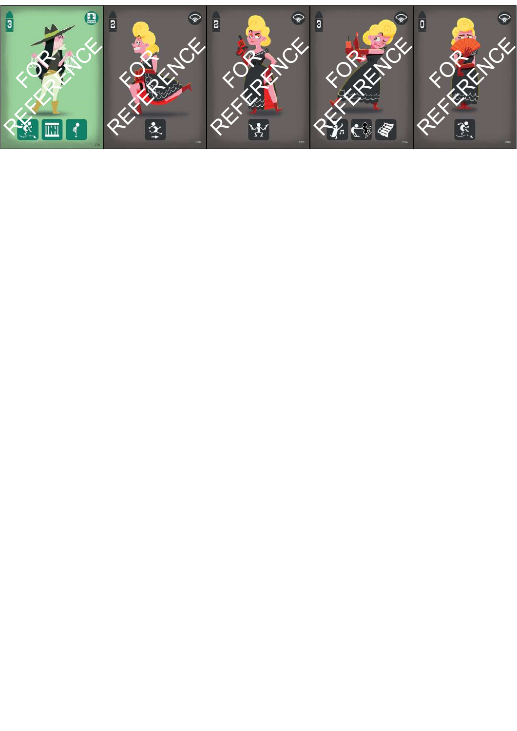3

FOR REFERENCE

2

FOR REFERENCE

2

FOR REFERENCE

3

FOR REFERENCE

0

FOR REFERENCE